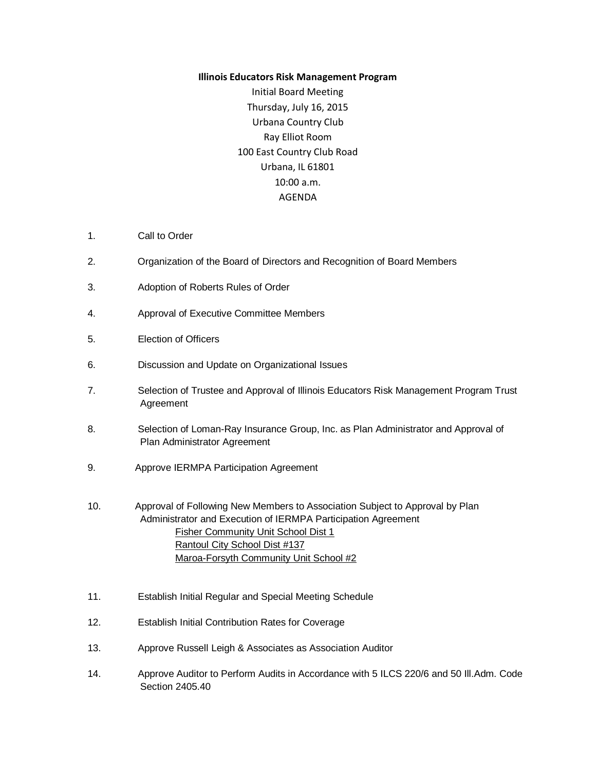**Illinois Educators Risk Management Program**

Initial Board Meeting

Thursday, July 16, 2015

Urbana Country Club

Ray Elliot Room

100 East Country Club Road

Urbana, IL 61801

10:00 a.m.

AGENDA

1. Call to Order

2. Organization of the Board of Directors and Recognition of Board Members

3. Adoption of Roberts Rules of Order

4. Approval of Executive Committee Members

5. Election of Officers

6. Discussion and Update on Organizational Issues

7. Selection of Trustee and Approval of Illinois Educators Risk Management Program Trust Agreement

8. Selection of Loman-Ray Insurance Group, Inc. as Plan Administrator and Approval of Plan Administrator Agreement

9. Approve IERMPA Participation Agreement

10. Approval of Following New Members to Association Subject to Approval by Plan Administrator and Execution of IERMPA Participation Agreement
    - Fisher Community Unit School Dist 1
    - Rantoul City School Dist #137
    - Maroa-Forsyth Community Unit School #2

11. Establish Initial Regular and Special Meeting Schedule

12. Establish Initial Contribution Rates for Coverage

13. Approve Russell Leigh & Associates as Association Auditor

14. Approve Auditor to Perform Audits in Accordance with 5 ILCS 220/6 and 50 Ill.Adm. Code Section 2405.40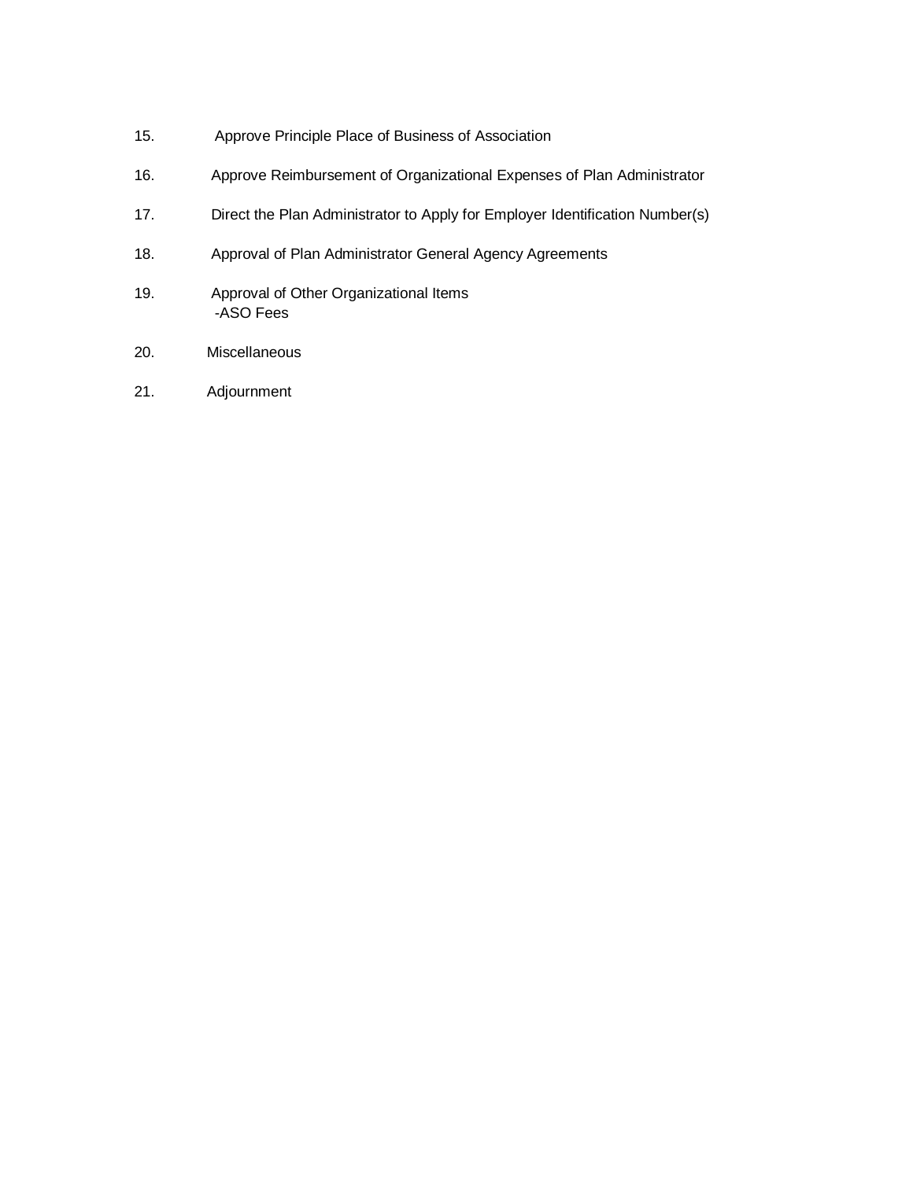15. Approve Principle Place of Business of Association

16. Approve Reimbursement of Organizational Expenses of Plan Administrator

17. Direct the Plan Administrator to Apply for Employer Identification Number(s)

18. Approval of Plan Administrator General Agency Agreements

19. Approval of Other Organizational Items
    -ASO Fees

20. Miscellaneous

21. Adjournment